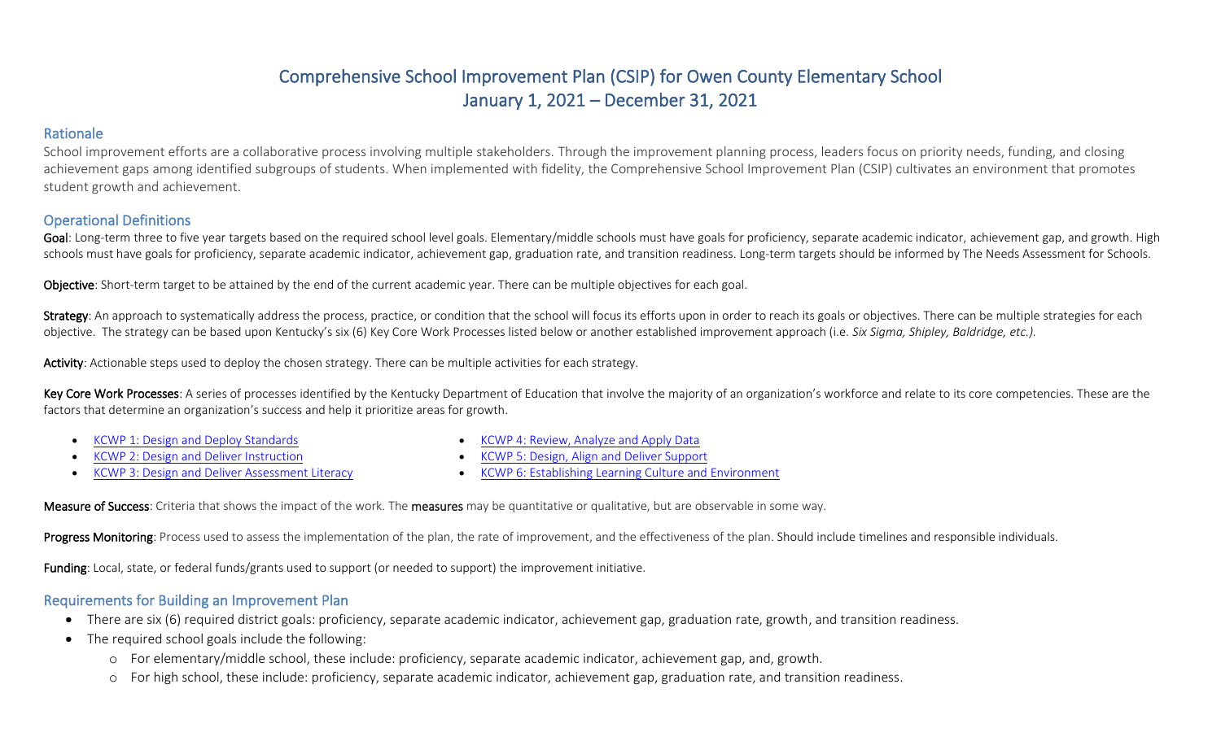# Comprehensive School Improvement Plan (CSIP) for Owen County Elementary School
# January 1, 2021 – December 31, 2021

## Rationale

School improvement efforts are a collaborative process involving multiple stakeholders. Through the improvement planning process, leaders focus on priority needs, funding, and closing achievement gaps among identified subgroups of students. When implemented with fidelity, the Comprehensive School Improvement Plan (CSIP) cultivates an environment that promotes student growth and achievement.

## Operational Definitions

**Goal**: Long-term three to five year targets based on the required school level goals. Elementary/middle schools must have goals for proficiency, separate academic indicator, achievement gap, and growth. High schools must have goals for proficiency, separate academic indicator, achievement gap, graduation rate, and transition readiness. Long-term targets should be informed by The Needs Assessment for Schools.

**Objective**: Short-term target to be attained by the end of the current academic year. There can be multiple objectives for each goal.

**Strategy**: An approach to systematically address the process, practice, or condition that the school will focus its efforts upon in order to reach its goals or objectives. There can be multiple strategies for each objective. The strategy can be based upon Kentucky's six (6) Key Core Work Processes listed below or another established improvement approach (i.e. *Six Sigma, Shipley, Baldridge, etc.)*.

**Activity**: Actionable steps used to deploy the chosen strategy. There can be multiple activities for each strategy.

**Key Core Work Processes**: A series of processes identified by the Kentucky Department of Education that involve the majority of an organization's workforce and relate to its core competencies. These are the factors that determine an organization's success and help it prioritize areas for growth.

- KCWP 1: Design and Deploy Standards
- KCWP 2: Design and Deliver Instruction
- KCWP 3: Design and Deliver Assessment Literacy
- KCWP 4: Review, Analyze and Apply Data
- KCWP 5: Design, Align and Deliver Support
- KCWP 6: Establishing Learning Culture and Environment

**Measure of Success**: Criteria that shows the impact of the work. The **measures** may be quantitative or qualitative, but are observable in some way.

**Progress Monitoring**: Process used to assess the implementation of the plan, the rate of improvement, and the effectiveness of the plan. Should include timelines and responsible individuals.

**Funding**: Local, state, or federal funds/grants used to support (or needed to support) the improvement initiative.

## Requirements for Building an Improvement Plan

- There are six (6) required district goals: proficiency, separate academic indicator, achievement gap, graduation rate, growth, and transition readiness.
- The required school goals include the following:
  - For elementary/middle school, these include: proficiency, separate academic indicator, achievement gap, and, growth.
  - For high school, these include: proficiency, separate academic indicator, achievement gap, graduation rate, and transition readiness.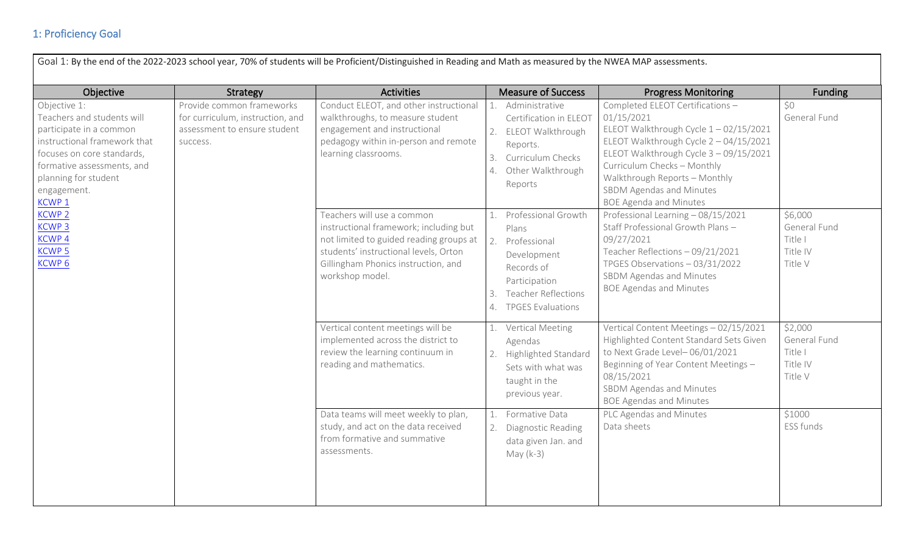## 1: Proficiency Goal

Goal 1: By the end of the 2022-2023 school year, 70% of students will be Proficient/Distinguished in Reading and Math as measured by the NWEA MAP assessments.

| Objective | Strategy | Activities | Measure of Success | Progress Monitoring | Funding |
|---|---|---|---|---|---|
| Objective 1: Teachers and students will participate in a common instructional framework that focuses on core standards, formative assessments, and planning for student engagement. KCWP 1 KCWP 2 KCWP 3 KCWP 4 KCWP 5 KCWP 6 | Provide common frameworks for curriculum, instruction, and assessment to ensure student success. | Conduct ELEOT, and other instructional walkthroughs, to measure student engagement and instructional pedagogy within in-person and remote learning classrooms. | 1. Administrative Certification in ELEOT<br>2. ELEOT Walkthrough Reports.<br>3. Curriculum Checks<br>4. Other Walkthrough Reports | Completed ELEOT Certifications – 01/15/2021<br>ELEOT Walkthrough Cycle 1 – 02/15/2021<br>ELEOT Walkthrough Cycle 2 – 04/15/2021<br>ELEOT Walkthrough Cycle 3 – 09/15/2021<br>Curriculum Checks – Monthly<br>Walkthrough Reports – Monthly<br>SBDM Agendas and Minutes<br>BOE Agenda and Minutes | $0<br>General Fund |
| | | Teachers will use a common instructional framework; including but not limited to guided reading groups at students' instructional levels, Orton Gillingham Phonics instruction, and workshop model. | 1. Professional Growth Plans<br>2. Professional Development Records of Participation<br>3. Teacher Reflections<br>4. TPGES Evaluations | Professional Learning – 08/15/2021<br>Staff Professional Growth Plans – 09/27/2021<br>Teacher Reflections – 09/21/2021<br>TPGES Observations – 03/31/2022<br>SBDM Agendas and Minutes<br>BOE Agendas and Minutes | $6,000<br>General Fund<br>Title I<br>Title IV<br>Title V |
| | | Vertical content meetings will be implemented across the district to review the learning continuum in reading and mathematics. | 1. Vertical Meeting Agendas<br>2. Highlighted Standard Sets with what was taught in the previous year. | Vertical Content Meetings – 02/15/2021<br>Highlighted Content Standard Sets Given to Next Grade Level– 06/01/2021<br>Beginning of Year Content Meetings – 08/15/2021<br>SBDM Agendas and Minutes<br>BOE Agendas and Minutes | $2,000<br>General Fund<br>Title I<br>Title IV<br>Title V |
| | | Data teams will meet weekly to plan, study, and act on the data received from formative and summative assessments. | 1. Formative Data<br>2. Diagnostic Reading data given Jan. and May (k-3) | PLC Agendas and Minutes<br>Data sheets | $1000<br>ESS funds |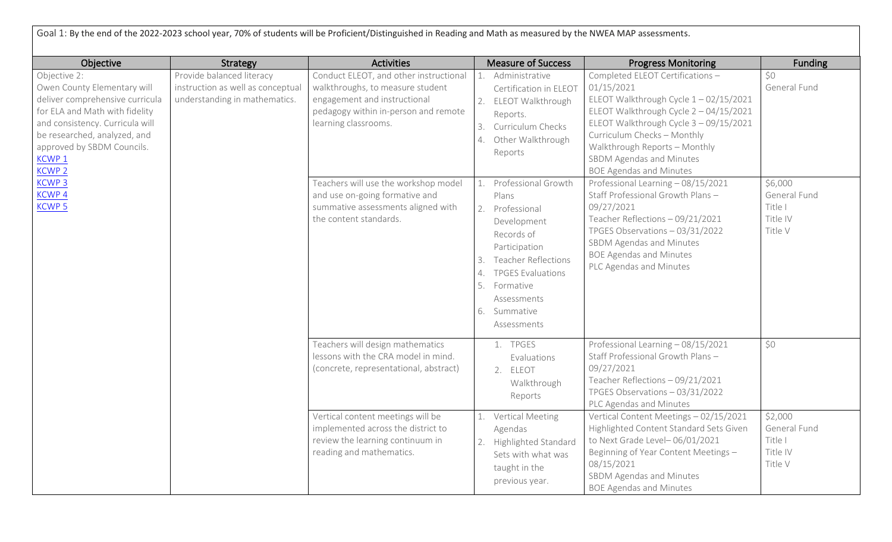Goal 1: By the end of the 2022-2023 school year, 70% of students will be Proficient/Distinguished in Reading and Math as measured by the NWEA MAP assessments.

| Objective | Strategy | Activities | Measure of Success | Progress Monitoring | Funding |
|---|---|---|---|---|---|
| Objective 2: Owen County Elementary will deliver comprehensive curricula for ELA and Math with fidelity and consistency. Curricula will be researched, analyzed, and approved by SBDM Councils. KCWP 1 KCWP 2 KCWP 3 KCWP 4 KCWP 5 | Provide balanced literacy instruction as well as conceptual understanding in mathematics. | Conduct ELEOT, and other instructional walkthroughs, to measure student engagement and instructional pedagogy within in-person and remote learning classrooms. | 1. Administrative Certification in ELEOT 2. ELEOT Walkthrough Reports. 3. Curriculum Checks 4. Other Walkthrough Reports | Completed ELEOT Certifications – 01/15/2021 ELEOT Walkthrough Cycle 1 – 02/15/2021 ELEOT Walkthrough Cycle 2 – 04/15/2021 ELEOT Walkthrough Cycle 3 – 09/15/2021 Curriculum Checks – Monthly Walkthrough Reports – Monthly SBDM Agendas and Minutes BOE Agendas and Minutes | $0 General Fund |
| | | Teachers will use the workshop model and use on-going formative and summative assessments aligned with the content standards. | 1. Professional Growth Plans 2. Professional Development Records of Participation 3. Teacher Reflections 4. TPGES Evaluations 5. Formative Assessments 6. Summative Assessments | Professional Learning – 08/15/2021 Staff Professional Growth Plans – 09/27/2021 Teacher Reflections – 09/21/2021 TPGES Observations – 03/31/2022 SBDM Agendas and Minutes BOE Agendas and Minutes PLC Agendas and Minutes | $6,000 General Fund Title I Title IV Title V |
| | | Teachers will design mathematics lessons with the CRA model in mind. (concrete, representational, abstract) | 1. TPGES Evaluations 2. ELEOT Walkthrough Reports | Professional Learning – 08/15/2021 Staff Professional Growth Plans – 09/27/2021 Teacher Reflections – 09/21/2021 TPGES Observations – 03/31/2022 PLC Agendas and Minutes | $0 |
| | | Vertical content meetings will be implemented across the district to review the learning continuum in reading and mathematics. | 1. Vertical Meeting Agendas 2. Highlighted Standard Sets with what was taught in the previous year. | Vertical Content Meetings – 02/15/2021 Highlighted Content Standard Sets Given to Next Grade Level– 06/01/2021 Beginning of Year Content Meetings – 08/15/2021 SBDM Agendas and Minutes BOE Agendas and Minutes | $2,000 General Fund Title I Title IV Title V |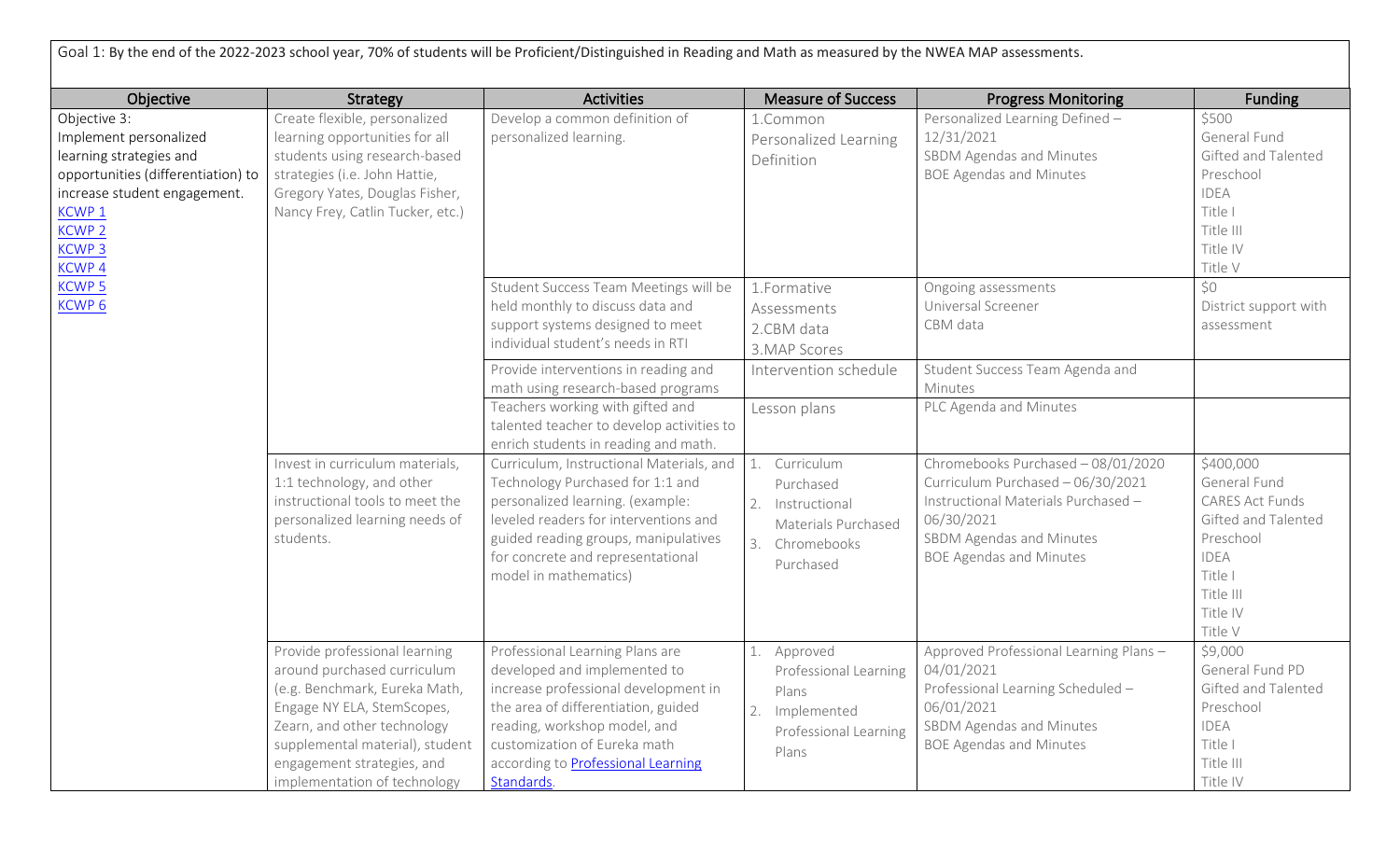Goal 1: By the end of the 2022-2023 school year, 70% of students will be Proficient/Distinguished in Reading and Math as measured by the NWEA MAP assessments.

| Objective | Strategy | Activities | Measure of Success | Progress Monitoring | Funding |
|---|---|---|---|---|---|
| Objective 3: Implement personalized learning strategies and opportunities (differentiation) to increase student engagement. KCWP 1 KCWP 2 KCWP 3 KCWP 4 KCWP 5 KCWP 6 | Create flexible, personalized learning opportunities for all students using research-based strategies (i.e. John Hattie, Gregory Yates, Douglas Fisher, Nancy Frey, Catlin Tucker, etc.) | Develop a common definition of personalized learning. | 1.Common Personalized Learning Definition | Personalized Learning Defined – 12/31/2021 SBDM Agendas and Minutes BOE Agendas and Minutes | $500 General Fund Gifted and Talented Preschool IDEA Title I Title III Title IV Title V |
| | | Student Success Team Meetings will be held monthly to discuss data and support systems designed to meet individual student's needs in RTI | 1.Formative Assessments 2.CBM data 3.MAP Scores | Ongoing assessments Universal Screener CBM data | $0 District support with assessment |
| | | Provide interventions in reading and math using research-based programs | Intervention schedule | Student Success Team Agenda and Minutes | |
| | | Teachers working with gifted and talented teacher to develop activities to enrich students in reading and math. | Lesson plans | PLC Agenda and Minutes | |
| | Invest in curriculum materials, 1:1 technology, and other instructional tools to meet the personalized learning needs of students. | Curriculum, Instructional Materials, and Technology Purchased for 1:1 and personalized learning. (example: leveled readers for interventions and guided reading groups, manipulatives for concrete and representational model in mathematics) | 1. Curriculum Purchased 2. Instructional Materials Purchased 3. Chromebooks Purchased | Chromebooks Purchased – 08/01/2020 Curriculum Purchased – 06/30/2021 Instructional Materials Purchased – 06/30/2021 SBDM Agendas and Minutes BOE Agendas and Minutes | $400,000 General Fund CARES Act Funds Gifted and Talented Preschool IDEA Title I Title III Title IV Title V |
| | Provide professional learning around purchased curriculum (e.g. Benchmark, Eureka Math, Engage NY ELA, StemScopes, Zearn, and other technology supplemental material), student engagement strategies, and implementation of technology | Professional Learning Plans are developed and implemented to increase professional development in the area of differentiation, guided reading, workshop model, and customization of Eureka math according to Professional Learning Standards. | 1. Approved Professional Learning Plans 2. Implemented Professional Learning Plans | Approved Professional Learning Plans – 04/01/2021 Professional Learning Scheduled – 06/01/2021 SBDM Agendas and Minutes BOE Agendas and Minutes | $9,000 General Fund PD Gifted and Talented Preschool IDEA Title I Title III Title IV |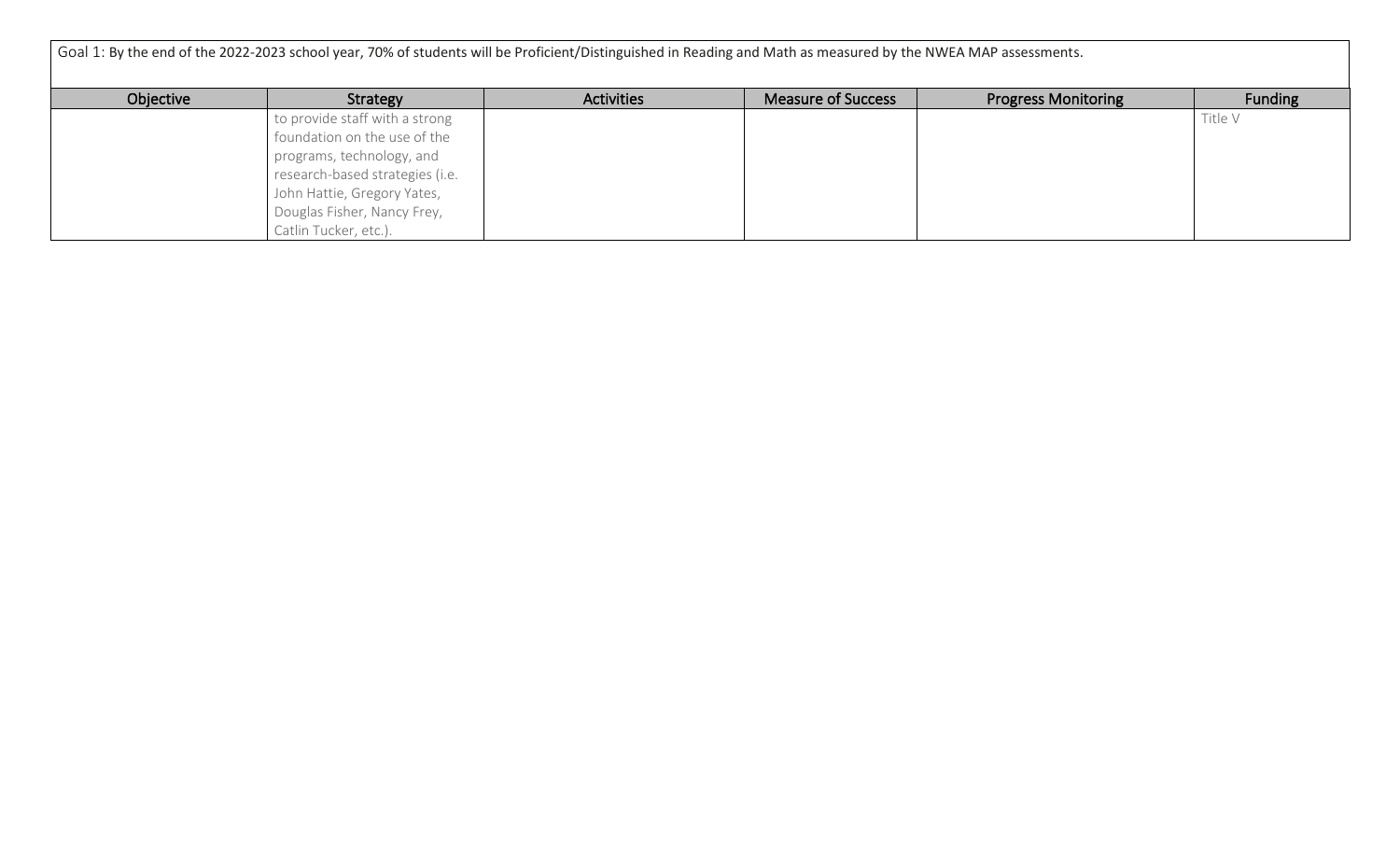Goal 1: By the end of the 2022-2023 school year, 70% of students will be Proficient/Distinguished in Reading and Math as measured by the NWEA MAP assessments.

| Objective | Strategy | Activities | Measure of Success | Progress Monitoring | Funding |
|---|---|---|---|---|---|
| | to provide staff with a strong foundation on the use of the programs, technology, and research-based strategies (i.e. John Hattie, Gregory Yates, Douglas Fisher, Nancy Frey, Catlin Tucker, etc.). | | | | Title V |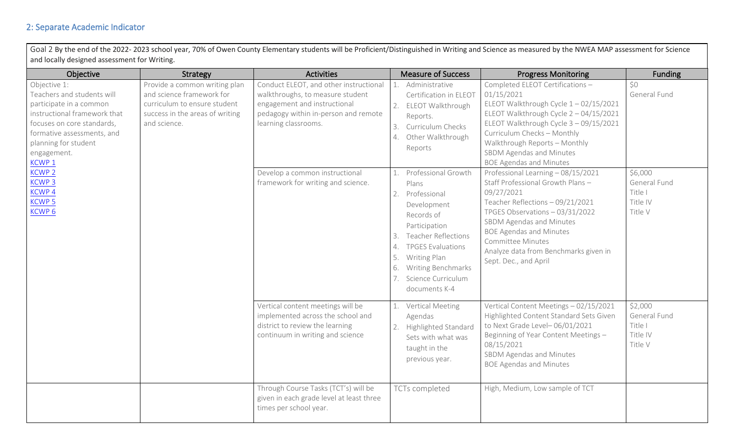## 2: Separate Academic Indicator

Goal 2 By the end of the 2022- 2023 school year, 70% of Owen County Elementary students will be Proficient/Distinguished in Writing and Science as measured by the NWEA MAP assessment for Science and locally designed assessment for Writing.

| Objective | Strategy | Activities | Measure of Success | Progress Monitoring | Funding |
|---|---|---|---|---|---|
| Objective 1: Teachers and students will participate in a common instructional framework that focuses on core standards, formative assessments, and planning for student engagement. KCWP 1 KCWP 2 KCWP 3 KCWP 4 KCWP 5 KCWP 6 | Provide a common writing plan and science framework for curriculum to ensure student success in the areas of writing and science. | Conduct ELEOT, and other instructional walkthroughs, to measure student engagement and instructional pedagogy within in-person and remote learning classrooms. | 1. Administrative Certification in ELEOT 2. ELEOT Walkthrough Reports. 3. Curriculum Checks 4. Other Walkthrough Reports | Completed ELEOT Certifications – 01/15/2021 ELEOT Walkthrough Cycle 1 – 02/15/2021 ELEOT Walkthrough Cycle 2 – 04/15/2021 ELEOT Walkthrough Cycle 3 – 09/15/2021 Curriculum Checks – Monthly Walkthrough Reports – Monthly SBDM Agendas and Minutes BOE Agendas and Minutes | $0 General Fund |
| | | Develop a common instructional framework for writing and science. | 1. Professional Growth Plans 2. Professional Development Records of Participation 3. Teacher Reflections 4. TPGES Evaluations 5. Writing Plan 6. Writing Benchmarks 7. Science Curriculum documents K-4 | Professional Learning – 08/15/2021 Staff Professional Growth Plans – 09/27/2021 Teacher Reflections – 09/21/2021 TPGES Observations – 03/31/2022 SBDM Agendas and Minutes BOE Agendas and Minutes Committee Minutes Analyze data from Benchmarks given in Sept. Dec., and April | $6,000 General Fund Title I Title IV Title V |
| | | Vertical content meetings will be implemented across the school and district to review the learning continuum in writing and science | 1. Vertical Meeting Agendas 2. Highlighted Standard Sets with what was taught in the previous year. | Vertical Content Meetings – 02/15/2021 Highlighted Content Standard Sets Given to Next Grade Level– 06/01/2021 Beginning of Year Content Meetings – 08/15/2021 SBDM Agendas and Minutes BOE Agendas and Minutes | $2,000 General Fund Title I Title IV Title V |
| | | Through Course Tasks (TCT's) will be given in each grade level at least three times per school year. | TCTs completed | High, Medium, Low sample of TCT | |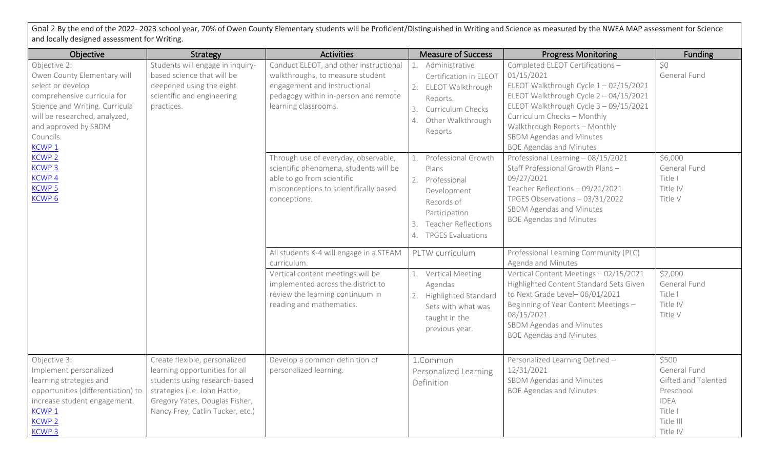Goal 2 By the end of the 2022- 2023 school year, 70% of Owen County Elementary students will be Proficient/Distinguished in Writing and Science as measured by the NWEA MAP assessment for Science and locally designed assessment for Writing.

| Objective | Strategy | Activities | Measure of Success | Progress Monitoring | Funding |
|---|---|---|---|---|---|
| Objective 2: Owen County Elementary will select or develop comprehensive curricula for Science and Writing. Curricula will be researched, analyzed, and approved by SBDM Councils. KCWP 1 KCWP 2 KCWP 3 KCWP 4 KCWP 5 KCWP 6 | Students will engage in inquiry-based science that will be deepened using the eight scientific and engineering practices. | Conduct ELEOT, and other instructional walkthroughs, to measure student engagement and instructional pedagogy within in-person and remote learning classrooms. | 1. Administrative Certification in ELEOT 2. ELEOT Walkthrough Reports. 3. Curriculum Checks 4. Other Walkthrough Reports | Completed ELEOT Certifications – 01/15/2021 ELEOT Walkthrough Cycle 1 – 02/15/2021 ELEOT Walkthrough Cycle 2 – 04/15/2021 ELEOT Walkthrough Cycle 3 – 09/15/2021 Curriculum Checks – Monthly Walkthrough Reports – Monthly SBDM Agendas and Minutes BOE Agendas and Minutes | $0 General Fund |
| | | Through use of everyday, observable, scientific phenomena, students will be able to go from scientific misconceptions to scientifically based conceptions. | 1. Professional Growth Plans 2. Professional Development Records of Participation 3. Teacher Reflections 4. TPGES Evaluations | Professional Learning – 08/15/2021 Staff Professional Growth Plans – 09/27/2021 Teacher Reflections – 09/21/2021 TPGES Observations – 03/31/2022 SBDM Agendas and Minutes BOE Agendas and Minutes | $6,000 General Fund Title I Title IV Title V |
| | | All students K-4 will engage in a STEAM curriculum. | PLTW curriculum | Professional Learning Community (PLC) Agenda and Minutes | |
| | | Vertical content meetings will be implemented across the district to review the learning continuum in reading and mathematics. | 1. Vertical Meeting Agendas 2. Highlighted Standard Sets with what was taught in the previous year. | Vertical Content Meetings – 02/15/2021 Highlighted Content Standard Sets Given to Next Grade Level– 06/01/2021 Beginning of Year Content Meetings – 08/15/2021 SBDM Agendas and Minutes BOE Agendas and Minutes | $2,000 General Fund Title I Title IV Title V |
| Objective 3: Implement personalized learning strategies and opportunities (differentiation) to increase student engagement. KCWP 1 KCWP 2 KCWP 3 | Create flexible, personalized learning opportunities for all students using research-based strategies (i.e. John Hattie, Gregory Yates, Douglas Fisher, Nancy Frey, Catlin Tucker, etc.) | Develop a common definition of personalized learning. | 1.Common Personalized Learning Definition | Personalized Learning Defined – 12/31/2021 SBDM Agendas and Minutes BOE Agendas and Minutes | $500 General Fund Gifted and Talented Preschool IDEA Title I Title III Title IV |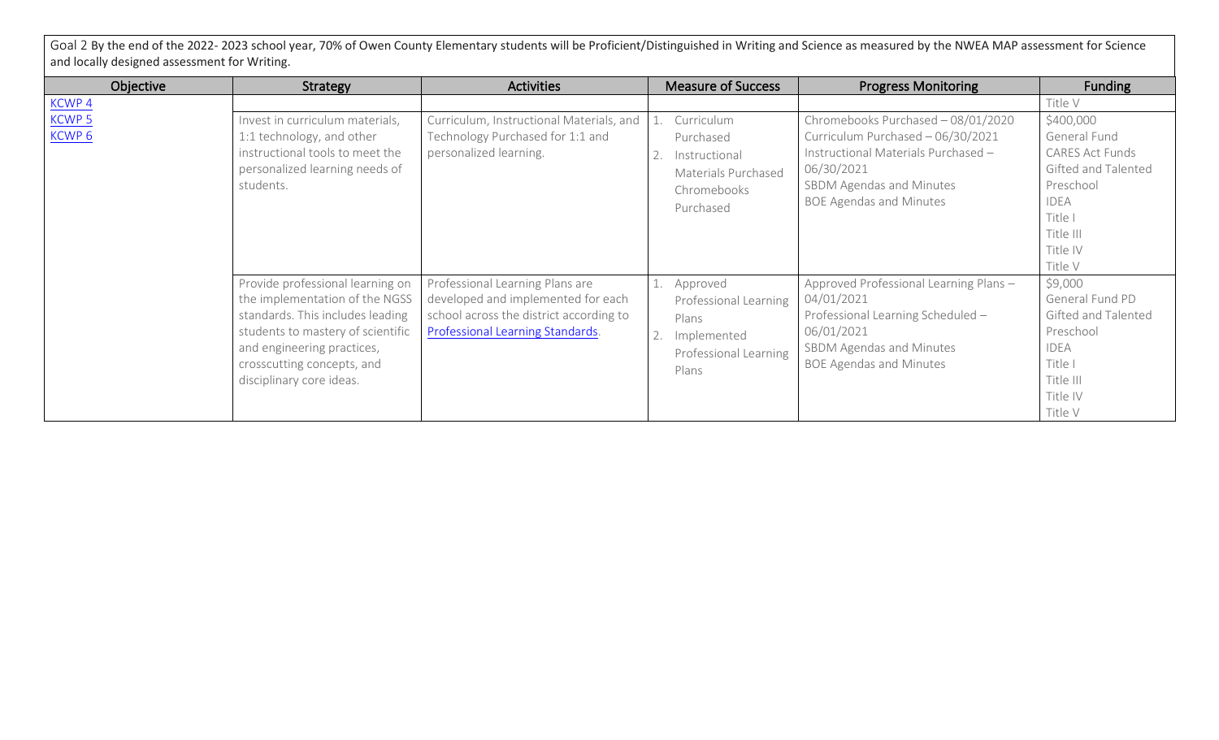Goal 2 By the end of the 2022- 2023 school year, 70% of Owen County Elementary students will be Proficient/Distinguished in Writing and Science as measured by the NWEA MAP assessment for Science and locally designed assessment for Writing.

| Objective | Strategy | Activities | Measure of Success | Progress Monitoring | Funding |
|---|---|---|---|---|---|
| KCWP 4 | | | | | Title V |
| KCWP 5<br>KCWP 6 | Invest in curriculum materials, 1:1 technology, and other instructional tools to meet the personalized learning needs of students. | Curriculum, Instructional Materials, and Technology Purchased for 1:1 and personalized learning. | 1. Curriculum Purchased<br>2. Instructional Materials Purchased Chromebooks Purchased | Chromebooks Purchased – 08/01/2020<br>Curriculum Purchased – 06/30/2021<br>Instructional Materials Purchased – 06/30/2021<br>SBDM Agendas and Minutes<br>BOE Agendas and Minutes | $400,000<br>General Fund<br>CARES Act Funds<br>Gifted and Talented<br>Preschool<br>IDEA<br>Title I<br>Title III<br>Title IV<br>Title V |
| | Provide professional learning on the implementation of the NGSS standards. This includes leading students to mastery of scientific and engineering practices, crosscutting concepts, and disciplinary core ideas. | Professional Learning Plans are developed and implemented for each school across the district according to Professional Learning Standards. | 1. Approved Professional Learning Plans<br>2. Implemented Professional Learning Plans | Approved Professional Learning Plans – 04/01/2021<br>Professional Learning Scheduled – 06/01/2021<br>SBDM Agendas and Minutes<br>BOE Agendas and Minutes | $9,000<br>General Fund PD<br>Gifted and Talented<br>Preschool<br>IDEA<br>Title I<br>Title III<br>Title IV<br>Title V |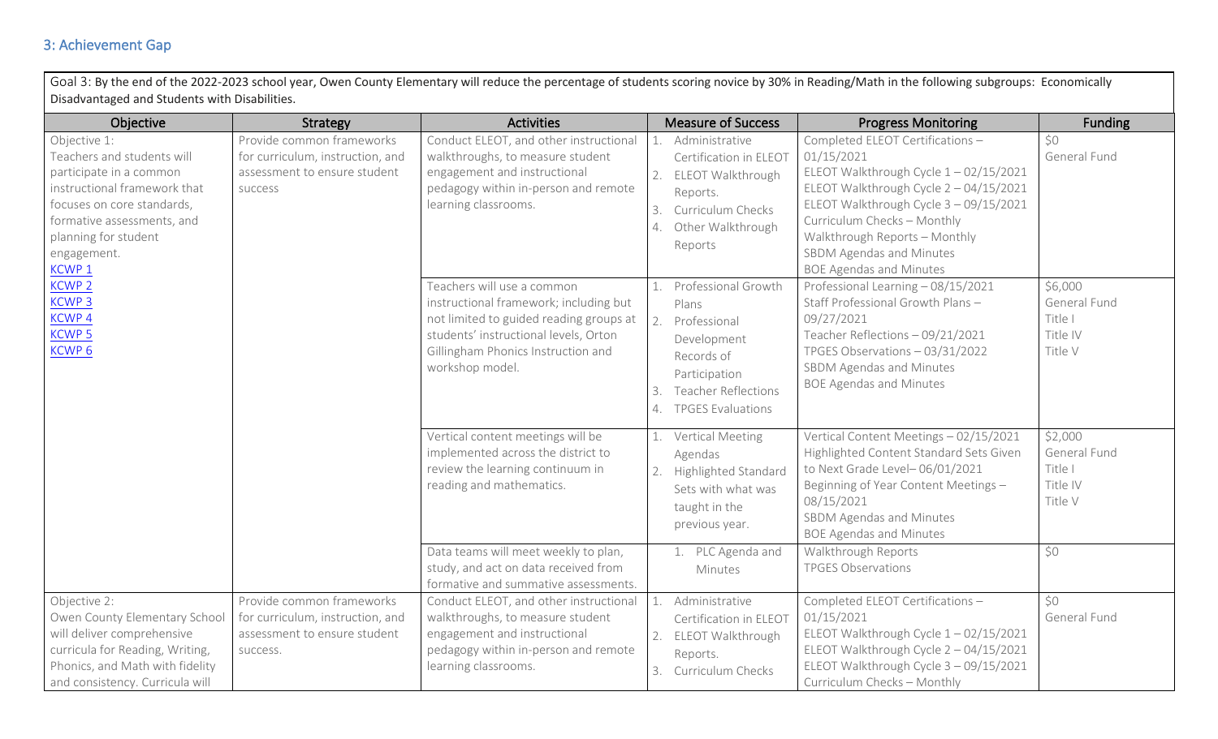## 3: Achievement Gap

Goal 3: By the end of the 2022-2023 school year, Owen County Elementary will reduce the percentage of students scoring novice by 30% in Reading/Math in the following subgroups: Economically Disadvantaged and Students with Disabilities.

| Objective | Strategy | Activities | Measure of Success | Progress Monitoring | Funding |
|---|---|---|---|---|---|
| Objective 1: Teachers and students will participate in a common instructional framework that focuses on core standards, formative assessments, and planning for student engagement. KCWP 1 KCWP 2 KCWP 3 KCWP 4 KCWP 5 KCWP 6 | Provide common frameworks for curriculum, instruction, and assessment to ensure student success | Conduct ELEOT, and other instructional walkthroughs, to measure student engagement and instructional pedagogy within in-person and remote learning classrooms. | 1. Administrative Certification in ELEOT 2. ELEOT Walkthrough Reports. 3. Curriculum Checks 4. Other Walkthrough Reports | Completed ELEOT Certifications – 01/15/2021 ELEOT Walkthrough Cycle 1 – 02/15/2021 ELEOT Walkthrough Cycle 2 – 04/15/2021 ELEOT Walkthrough Cycle 3 – 09/15/2021 Curriculum Checks – Monthly Walkthrough Reports – Monthly SBDM Agendas and Minutes BOE Agendas and Minutes | $0 General Fund |
| | | Teachers will use a common instructional framework; including but not limited to guided reading groups at students' instructional levels, Orton Gillingham Phonics Instruction and workshop model. | 1. Professional Growth Plans 2. Professional Development Records of Participation 3. Teacher Reflections 4. TPGES Evaluations | Professional Learning – 08/15/2021 Staff Professional Growth Plans – 09/27/2021 Teacher Reflections – 09/21/2021 TPGES Observations – 03/31/2022 SBDM Agendas and Minutes BOE Agendas and Minutes | $6,000 General Fund Title I Title IV Title V |
| | | Vertical content meetings will be implemented across the district to review the learning continuum in reading and mathematics. | 1. Vertical Meeting Agendas 2. Highlighted Standard Sets with what was taught in the previous year. | Vertical Content Meetings – 02/15/2021 Highlighted Content Standard Sets Given to Next Grade Level– 06/01/2021 Beginning of Year Content Meetings – 08/15/2021 SBDM Agendas and Minutes BOE Agendas and Minutes | $2,000 General Fund Title I Title IV Title V |
| | | Data teams will meet weekly to plan, study, and act on data received from formative and summative assessments. | 1. PLC Agenda and Minutes | Walkthrough Reports TPGES Observations | $0 |
| Objective 2: Owen County Elementary School will deliver comprehensive curricula for Reading, Writing, Phonics, and Math with fidelity and consistency. Curricula will | Provide common frameworks for curriculum, instruction, and assessment to ensure student success. | Conduct ELEOT, and other instructional walkthroughs, to measure student engagement and instructional pedagogy within in-person and remote learning classrooms. | 1. Administrative Certification in ELEOT 2. ELEOT Walkthrough Reports. 3. Curriculum Checks | Completed ELEOT Certifications – 01/15/2021 ELEOT Walkthrough Cycle 1 – 02/15/2021 ELEOT Walkthrough Cycle 2 – 04/15/2021 ELEOT Walkthrough Cycle 3 – 09/15/2021 Curriculum Checks – Monthly | $0 General Fund |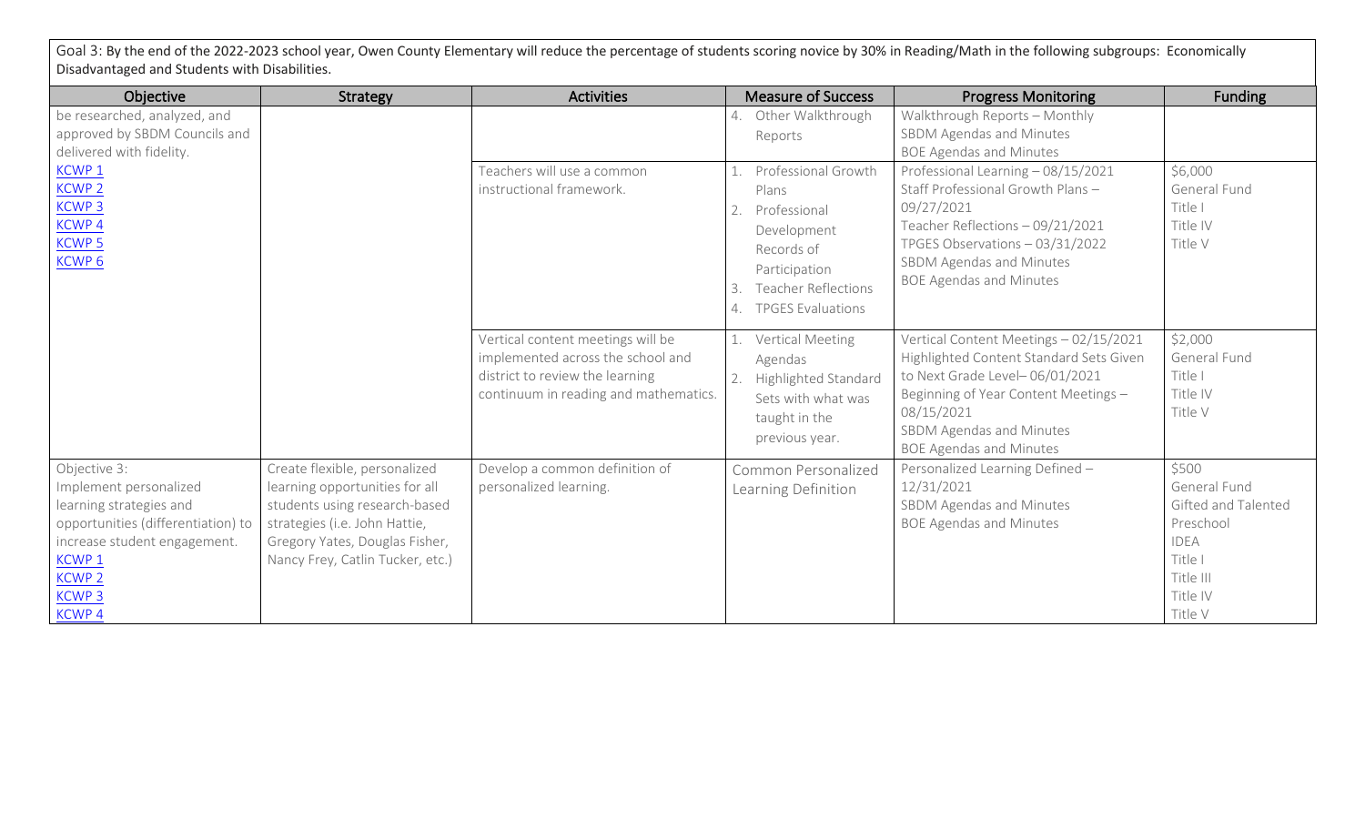Goal 3: By the end of the 2022-2023 school year, Owen County Elementary will reduce the percentage of students scoring novice by 30% in Reading/Math in the following subgroups: Economically Disadvantaged and Students with Disabilities.

| Objective | Strategy | Activities | Measure of Success | Progress Monitoring | Funding |
|---|---|---|---|---|---|
| be researched, analyzed, and approved by SBDM Councils and delivered with fidelity.<br>KCWP 1<br>KCWP 2<br>KCWP 3<br>KCWP 4<br>KCWP 5<br>KCWP 6 | | | 4. Other Walkthrough Reports | Walkthrough Reports – Monthly<br>SBDM Agendas and Minutes<br>BOE Agendas and Minutes | |
| | | Teachers will use a common instructional framework. | 1. Professional Growth Plans<br>2. Professional Development Records of Participation<br>3. Teacher Reflections<br>4. TPGES Evaluations | Professional Learning – 08/15/2021<br>Staff Professional Growth Plans – 09/27/2021<br>Teacher Reflections – 09/21/2021<br>TPGES Observations – 03/31/2022<br>SBDM Agendas and Minutes<br>BOE Agendas and Minutes | $6,000<br>General Fund<br>Title I<br>Title IV<br>Title V |
| | | Vertical content meetings will be implemented across the school and district to review the learning continuum in reading and mathematics. | 1. Vertical Meeting Agendas<br>2. Highlighted Standard Sets with what was taught in the previous year. | Vertical Content Meetings – 02/15/2021<br>Highlighted Content Standard Sets Given to Next Grade Level– 06/01/2021<br>Beginning of Year Content Meetings – 08/15/2021<br>SBDM Agendas and Minutes<br>BOE Agendas and Minutes | $2,000<br>General Fund<br>Title I<br>Title IV<br>Title V |
| Objective 3:<br>Implement personalized learning strategies and opportunities (differentiation) to increase student engagement.<br>KCWP 1<br>KCWP 2<br>KCWP 3<br>KCWP 4 | Create flexible, personalized learning opportunities for all students using research-based strategies (i.e. John Hattie, Gregory Yates, Douglas Fisher, Nancy Frey, Catlin Tucker, etc.) | Develop a common definition of personalized learning. | Common Personalized Learning Definition | Personalized Learning Defined – 12/31/2021<br>SBDM Agendas and Minutes<br>BOE Agendas and Minutes | $500<br>General Fund<br>Gifted and Talented<br>Preschool<br>IDEA<br>Title I<br>Title III<br>Title IV<br>Title V |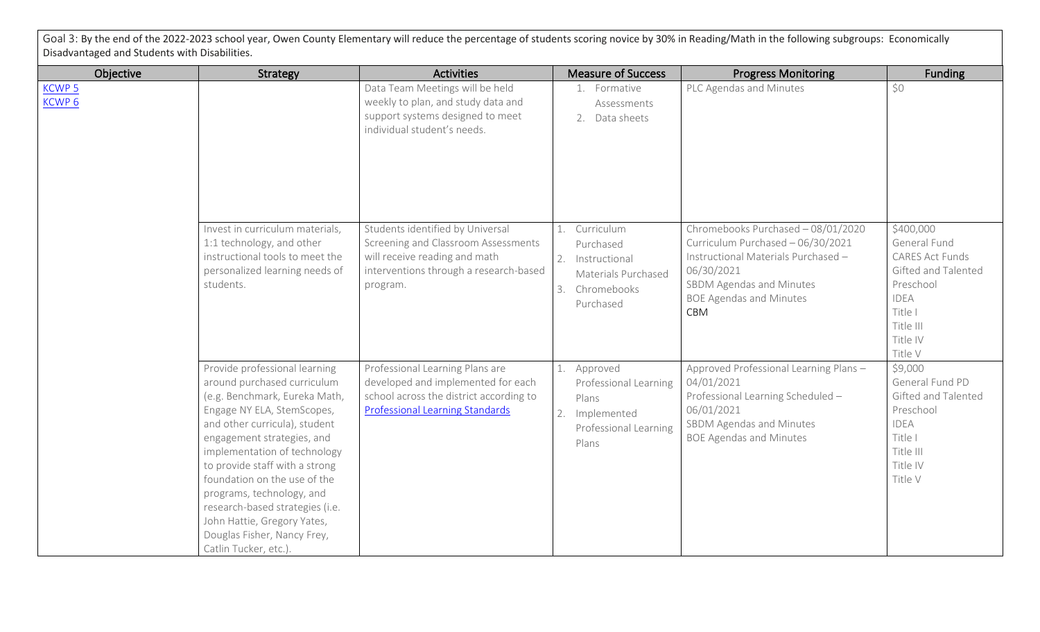Goal 3: By the end of the 2022-2023 school year, Owen County Elementary will reduce the percentage of students scoring novice by 30% in Reading/Math in the following subgroups: Economically Disadvantaged and Students with Disabilities.

| Objective | Strategy | Activities | Measure of Success | Progress Monitoring | Funding |
|---|---|---|---|---|---|
| KCWP 5<br>KCWP 6 | | Data Team Meetings will be held weekly to plan, and study data and support systems designed to meet individual student's needs. | 1. Formative Assessments<br>2. Data sheets | PLC Agendas and Minutes | $0 |
| | Invest in curriculum materials, 1:1 technology, and other instructional tools to meet the personalized learning needs of students. | Students identified by Universal Screening and Classroom Assessments will receive reading and math interventions through a research-based program. | 1. Curriculum Purchased<br>2. Instructional Materials Purchased<br>3. Chromebooks Purchased | Chromebooks Purchased – 08/01/2020<br>Curriculum Purchased – 06/30/2021<br>Instructional Materials Purchased – 06/30/2021<br>SBDM Agendas and Minutes<br>BOE Agendas and Minutes<br>CBM | $400,000<br>General Fund<br>CARES Act Funds<br>Gifted and Talented<br>Preschool<br>IDEA<br>Title I<br>Title III<br>Title IV<br>Title V |
| | Provide professional learning around purchased curriculum (e.g. Benchmark, Eureka Math, Engage NY ELA, StemScopes, and other curricula), student engagement strategies, and implementation of technology to provide staff with a strong foundation on the use of the programs, technology, and research-based strategies (i.e. John Hattie, Gregory Yates, Douglas Fisher, Nancy Frey, Catlin Tucker, etc.). | Professional Learning Plans are developed and implemented for each school across the district according to Professional Learning Standards | 1. Approved Professional Learning Plans<br>2. Implemented Professional Learning Plans | Approved Professional Learning Plans – 04/01/2021<br>Professional Learning Scheduled – 06/01/2021<br>SBDM Agendas and Minutes<br>BOE Agendas and Minutes | $9,000<br>General Fund PD<br>Gifted and Talented<br>Preschool<br>IDEA<br>Title I<br>Title III<br>Title IV<br>Title V |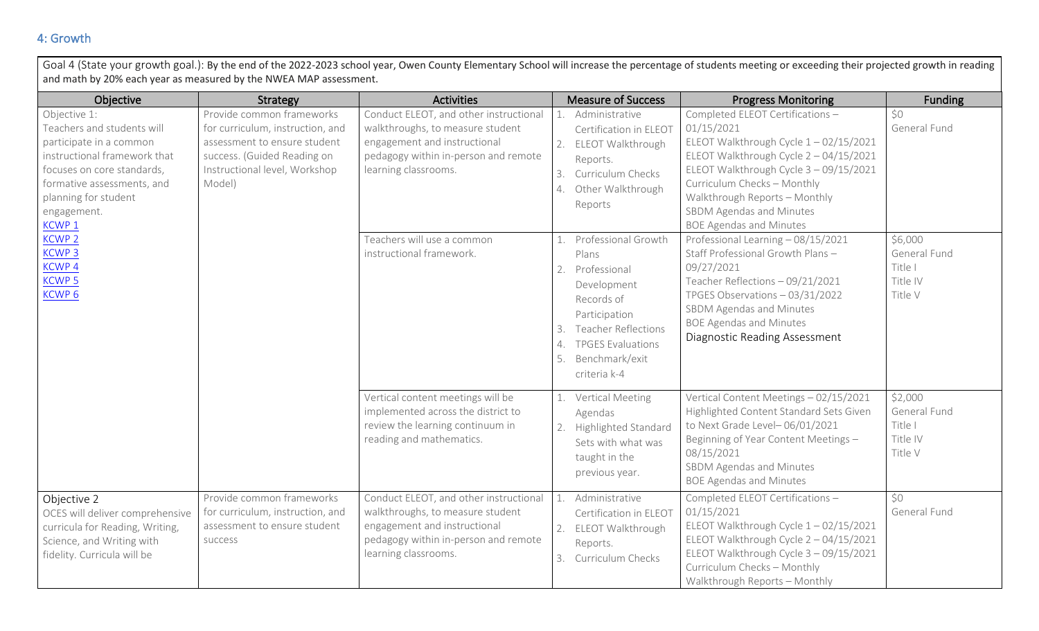## 4: Growth

Goal 4 (State your growth goal.): By the end of the 2022-2023 school year, Owen County Elementary School will increase the percentage of students meeting or exceeding their projected growth in reading and math by 20% each year as measured by the NWEA MAP assessment.

| Objective | Strategy | Activities | Measure of Success | Progress Monitoring | Funding |
|---|---|---|---|---|---|
| Objective 1: Teachers and students will participate in a common instructional framework that focuses on core standards, formative assessments, and planning for student engagement. KCWP 1 KCWP 2 KCWP 3 KCWP 4 KCWP 5 KCWP 6 | Provide common frameworks for curriculum, instruction, and assessment to ensure student success. (Guided Reading on Instructional level, Workshop Model) | Conduct ELEOT, and other instructional walkthroughs, to measure student engagement and instructional pedagogy within in-person and remote learning classrooms. | 1. Administrative Certification in ELEOT 2. ELEOT Walkthrough Reports. 3. Curriculum Checks 4. Other Walkthrough Reports | Completed ELEOT Certifications – 01/15/2021 ELEOT Walkthrough Cycle 1 – 02/15/2021 ELEOT Walkthrough Cycle 2 – 04/15/2021 ELEOT Walkthrough Cycle 3 – 09/15/2021 Curriculum Checks – Monthly Walkthrough Reports – Monthly SBDM Agendas and Minutes BOE Agendas and Minutes | $0 General Fund |
| | | Teachers will use a common instructional framework. | 1. Professional Growth Plans 2. Professional Development Records of Participation 3. Teacher Reflections 4. TPGES Evaluations 5. Benchmark/exit criteria k-4 | Professional Learning – 08/15/2021 Staff Professional Growth Plans – 09/27/2021 Teacher Reflections – 09/21/2021 TPGES Observations – 03/31/2022 SBDM Agendas and Minutes BOE Agendas and Minutes Diagnostic Reading Assessment | $6,000 General Fund Title I Title IV Title V |
| | | Vertical content meetings will be implemented across the district to review the learning continuum in reading and mathematics. | 1. Vertical Meeting Agendas 2. Highlighted Standard Sets with what was taught in the previous year. | Vertical Content Meetings – 02/15/2021 Highlighted Content Standard Sets Given to Next Grade Level– 06/01/2021 Beginning of Year Content Meetings – 08/15/2021 SBDM Agendas and Minutes BOE Agendas and Minutes | $2,000 General Fund Title I Title IV Title V |
| Objective 2 OCES will deliver comprehensive curricula for Reading, Writing, Science, and Writing with fidelity. Curricula will be | Provide common frameworks for curriculum, instruction, and assessment to ensure student success | Conduct ELEOT, and other instructional walkthroughs, to measure student engagement and instructional pedagogy within in-person and remote learning classrooms. | 1. Administrative Certification in ELEOT 2. ELEOT Walkthrough Reports. 3. Curriculum Checks | Completed ELEOT Certifications – 01/15/2021 ELEOT Walkthrough Cycle 1 – 02/15/2021 ELEOT Walkthrough Cycle 2 – 04/15/2021 ELEOT Walkthrough Cycle 3 – 09/15/2021 Curriculum Checks – Monthly Walkthrough Reports – Monthly | $0 General Fund |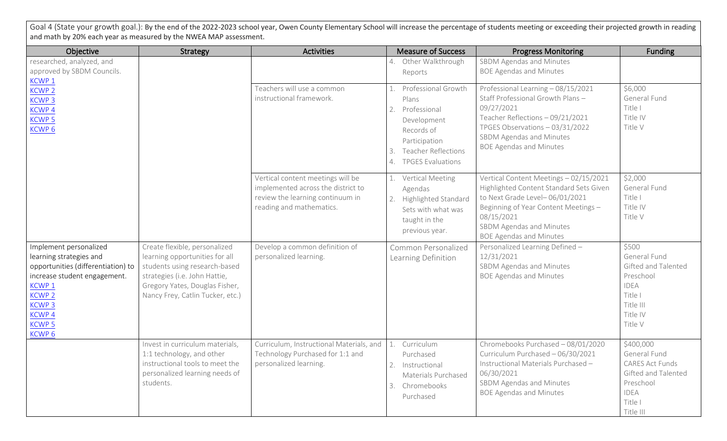Goal 4 (State your growth goal.): By the end of the 2022-2023 school year, Owen County Elementary School will increase the percentage of students meeting or exceeding their projected growth in reading and math by 20% each year as measured by the NWEA MAP assessment.

| Objective | Strategy | Activities | Measure of Success | Progress Monitoring | Funding |
|---|---|---|---|---|---|
| researched, analyzed, and approved by SBDM Councils. KCWP 1 KCWP 2 KCWP 3 KCWP 4 KCWP 5 KCWP 6 | | | 4. Other Walkthrough Reports | SBDM Agendas and Minutes<br>BOE Agendas and Minutes | |
| | | Teachers will use a common instructional framework. | 1. Professional Growth Plans<br>2. Professional Development Records of Participation<br>3. Teacher Reflections<br>4. TPGES Evaluations | Professional Learning – 08/15/2021<br>Staff Professional Growth Plans – 09/27/2021<br>Teacher Reflections – 09/21/2021<br>TPGES Observations – 03/31/2022<br>SBDM Agendas and Minutes<br>BOE Agendas and Minutes | $6,000<br>General Fund<br>Title I<br>Title IV<br>Title V |
| | | Vertical content meetings will be implemented across the district to review the learning continuum in reading and mathematics. | 1. Vertical Meeting Agendas<br>2. Highlighted Standard Sets with what was taught in the previous year. | Vertical Content Meetings – 02/15/2021<br>Highlighted Content Standard Sets Given to Next Grade Level– 06/01/2021<br>Beginning of Year Content Meetings – 08/15/2021<br>SBDM Agendas and Minutes<br>BOE Agendas and Minutes | $2,000<br>General Fund<br>Title I<br>Title IV<br>Title V |
| Implement personalized learning strategies and opportunities (differentiation) to increase student engagement. KCWP 1 KCWP 2 KCWP 3 KCWP 4 KCWP 5 KCWP 6 | Create flexible, personalized learning opportunities for all students using research-based strategies (i.e. John Hattie, Gregory Yates, Douglas Fisher, Nancy Frey, Catlin Tucker, etc.) | Develop a common definition of personalized learning. | Common Personalized Learning Definition | Personalized Learning Defined – 12/31/2021<br>SBDM Agendas and Minutes<br>BOE Agendas and Minutes | $500<br>General Fund<br>Gifted and Talented<br>Preschool<br>IDEA<br>Title I<br>Title III<br>Title IV<br>Title V |
| | Invest in curriculum materials, 1:1 technology, and other instructional tools to meet the personalized learning needs of students. | Curriculum, Instructional Materials, and Technology Purchased for 1:1 and personalized learning. | 1. Curriculum Purchased<br>2. Instructional Materials Purchased<br>3. Chromebooks Purchased | Chromebooks Purchased – 08/01/2020<br>Curriculum Purchased – 06/30/2021<br>Instructional Materials Purchased – 06/30/2021<br>SBDM Agendas and Minutes<br>BOE Agendas and Minutes | $400,000<br>General Fund<br>CARES Act Funds<br>Gifted and Talented<br>Preschool<br>IDEA<br>Title I<br>Title III |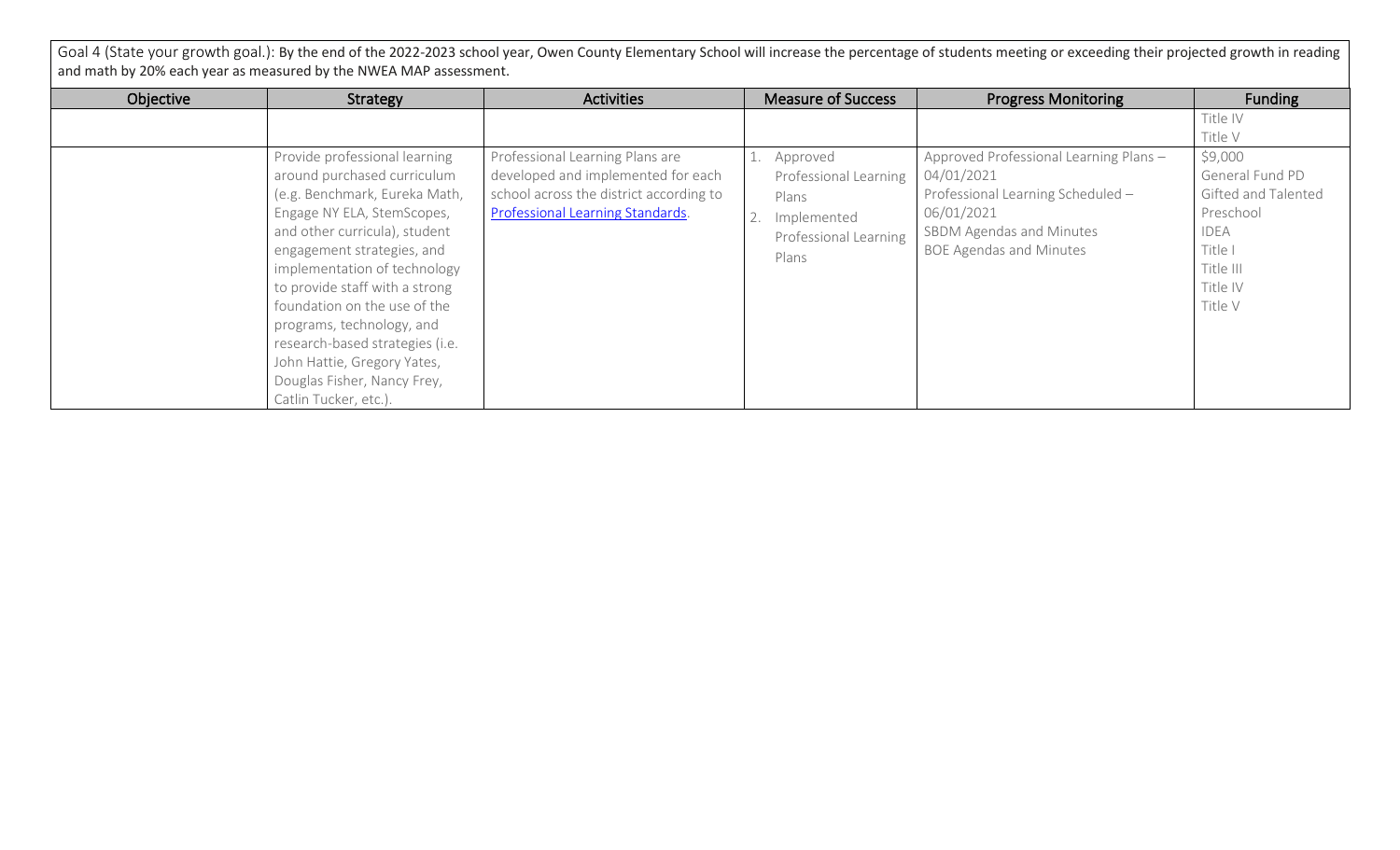Goal 4 (State your growth goal.): By the end of the 2022-2023 school year, Owen County Elementary School will increase the percentage of students meeting or exceeding their projected growth in reading and math by 20% each year as measured by the NWEA MAP assessment.

| Objective | Strategy | Activities | Measure of Success | Progress Monitoring | Funding |
|---|---|---|---|---|---|
| | | | | | Title IV<br>Title V |
| | Provide professional learning around purchased curriculum (e.g. Benchmark, Eureka Math, Engage NY ELA, StemScopes, and other curricula), student engagement strategies, and implementation of technology to provide staff with a strong foundation on the use of the programs, technology, and research-based strategies (i.e. John Hattie, Gregory Yates, Douglas Fisher, Nancy Frey, Catlin Tucker, etc.). | Professional Learning Plans are developed and implemented for each school across the district according to Professional Learning Standards. | 1. Approved Professional Learning Plans<br>2. Implemented Professional Learning Plans | Approved Professional Learning Plans – 04/01/2021<br>Professional Learning Scheduled – 06/01/2021<br>SBDM Agendas and Minutes<br>BOE Agendas and Minutes | $9,000<br>General Fund PD<br>Gifted and Talented<br>Preschool<br>IDEA<br>Title I<br>Title III<br>Title IV<br>Title V |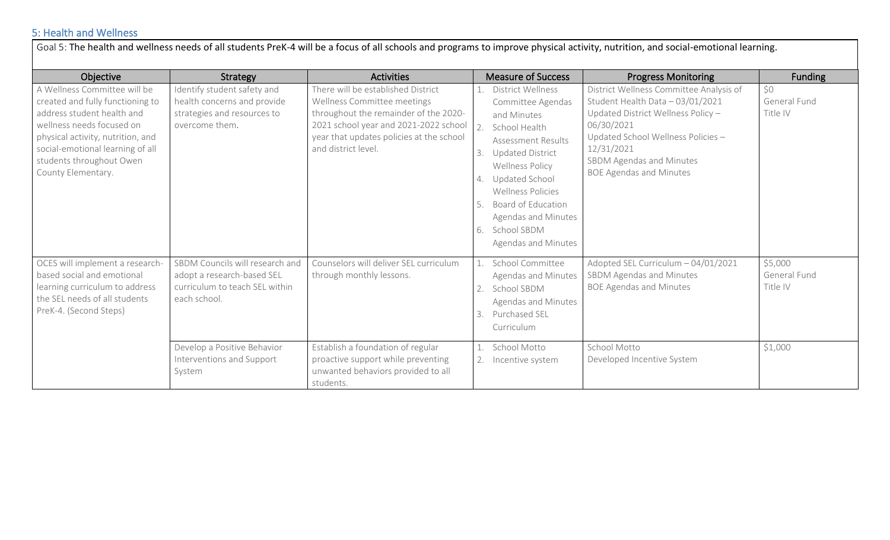## 5: Health and Wellness

Goal 5: **The health and wellness needs of all students PreK-4 will be a focus of all schools and programs to improve physical activity, nutrition, and social-emotional learning.**

| Objective | Strategy | Activities | Measure of Success | Progress Monitoring | Funding |
|---|---|---|---|---|---|
| A Wellness Committee will be created and fully functioning to address student health and wellness needs focused on physical activity, nutrition, and social-emotional learning of all students throughout Owen County Elementary. | Identify student safety and health concerns and provide strategies and resources to overcome them. | There will be established District Wellness Committee meetings throughout the remainder of the 2020-2021 school year and 2021-2022 school year that updates policies at the school and district level. | 1. District Wellness Committee Agendas and Minutes<br>2. School Health Assessment Results<br>3. Updated District Wellness Policy<br>4. Updated School Wellness Policies<br>5. Board of Education Agendas and Minutes<br>6. School SBDM Agendas and Minutes | District Wellness Committee Analysis of Student Health Data – 03/01/2021<br>Updated District Wellness Policy – 06/30/2021<br>Updated School Wellness Policies – 12/31/2021<br>SBDM Agendas and Minutes<br>BOE Agendas and Minutes | $0<br>General Fund<br>Title IV |
| OCES will implement a research-based social and emotional learning curriculum to address the SEL needs of all students PreK-4. (Second Steps) | SBDM Councils will research and adopt a research-based SEL curriculum to teach SEL within each school. | Counselors will deliver SEL curriculum through monthly lessons. | 1. School Committee Agendas and Minutes<br>2. School SBDM Agendas and Minutes<br>3. Purchased SEL Curriculum | Adopted SEL Curriculum – 04/01/2021<br>SBDM Agendas and Minutes<br>BOE Agendas and Minutes | $5,000<br>General Fund<br>Title IV |
| | Develop a Positive Behavior Interventions and Support System | Establish a foundation of regular proactive support while preventing unwanted behaviors provided to all students. | 1. School Motto<br>2. Incentive system | School Motto<br>Developed Incentive System | $1,000 |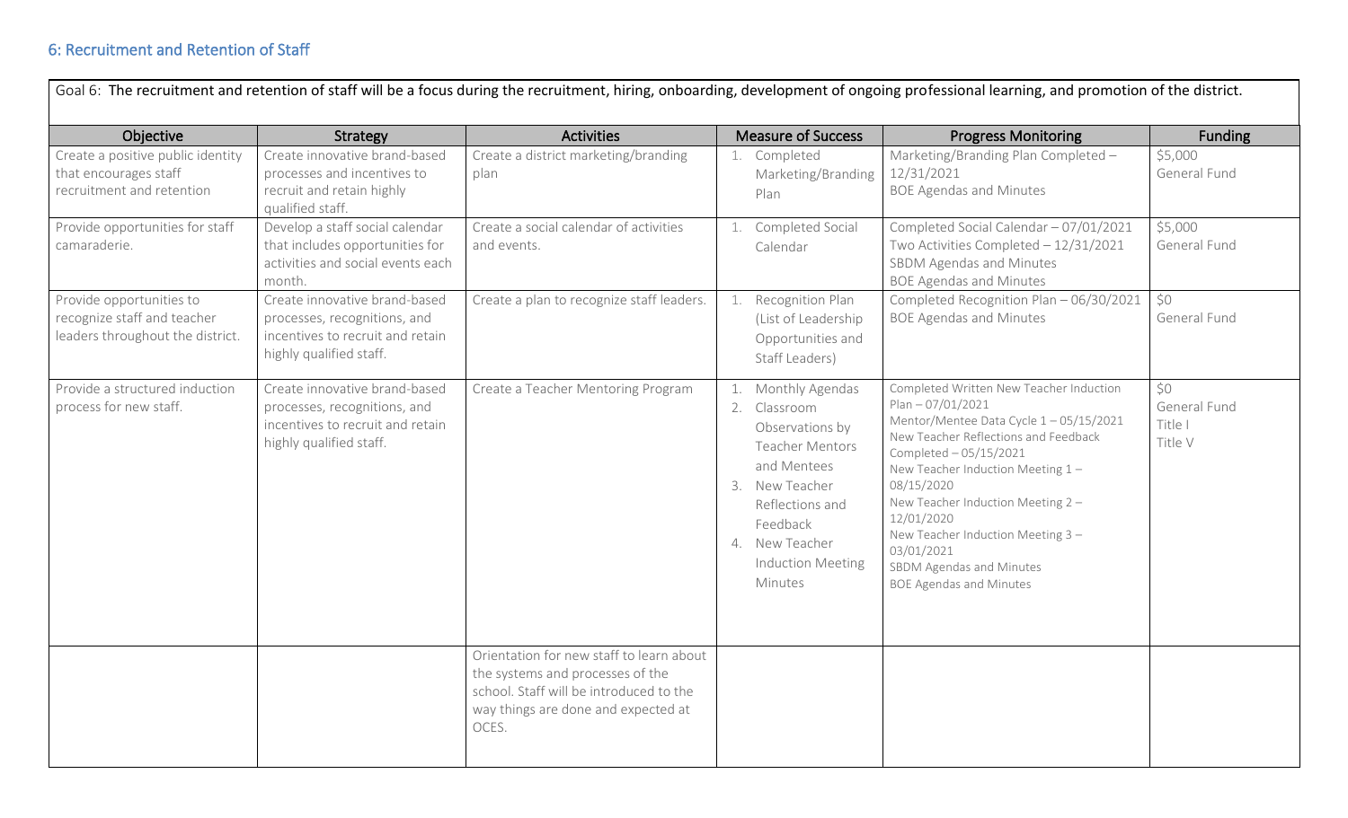## 6: Recruitment and Retention of Staff

Goal 6: **The recruitment and retention of staff will be a focus during the recruitment, hiring, onboarding, development of ongoing professional learning, and promotion of the district.**

| Objective | Strategy | Activities | Measure of Success | Progress Monitoring | Funding |
|---|---|---|---|---|---|
| Create a positive public identity that encourages staff recruitment and retention | Create innovative brand-based processes and incentives to recruit and retain highly qualified staff. | Create a district marketing/branding plan | 1. Completed Marketing/Branding Plan | Marketing/Branding Plan Completed – 12/31/2021<br>BOE Agendas and Minutes | $5,000<br>General Fund |
| Provide opportunities for staff camaraderie. | Develop a staff social calendar that includes opportunities for activities and social events each month. | Create a social calendar of activities and events. | 1. Completed Social Calendar | Completed Social Calendar – 07/01/2021<br>Two Activities Completed – 12/31/2021<br>SBDM Agendas and Minutes<br>BOE Agendas and Minutes | $5,000<br>General Fund |
| Provide opportunities to recognize staff and teacher leaders throughout the district. | Create innovative brand-based processes, recognitions, and incentives to recruit and retain highly qualified staff. | Create a plan to recognize staff leaders. | 1. Recognition Plan (List of Leadership Opportunities and Staff Leaders) | Completed Recognition Plan – 06/30/2021<br>BOE Agendas and Minutes | $0<br>General Fund |
| Provide a structured induction process for new staff. | Create innovative brand-based processes, recognitions, and incentives to recruit and retain highly qualified staff. | Create a Teacher Mentoring Program | 1. Monthly Agendas<br>2. Classroom Observations by Teacher Mentors and Mentees<br>3. New Teacher Reflections and Feedback<br>4. New Teacher Induction Meeting Minutes | Completed Written New Teacher Induction Plan – 07/01/2021<br>Mentor/Mentee Data Cycle 1 – 05/15/2021<br>New Teacher Reflections and Feedback Completed – 05/15/2021<br>New Teacher Induction Meeting 1 – 08/15/2020<br>New Teacher Induction Meeting 2 – 12/01/2020<br>New Teacher Induction Meeting 3 – 03/01/2021<br>SBDM Agendas and Minutes<br>BOE Agendas and Minutes | $0<br>General Fund<br>Title I<br>Title V |
| | | Orientation for new staff to learn about the systems and processes of the school. Staff will be introduced to the way things are done and expected at OCES. | | | |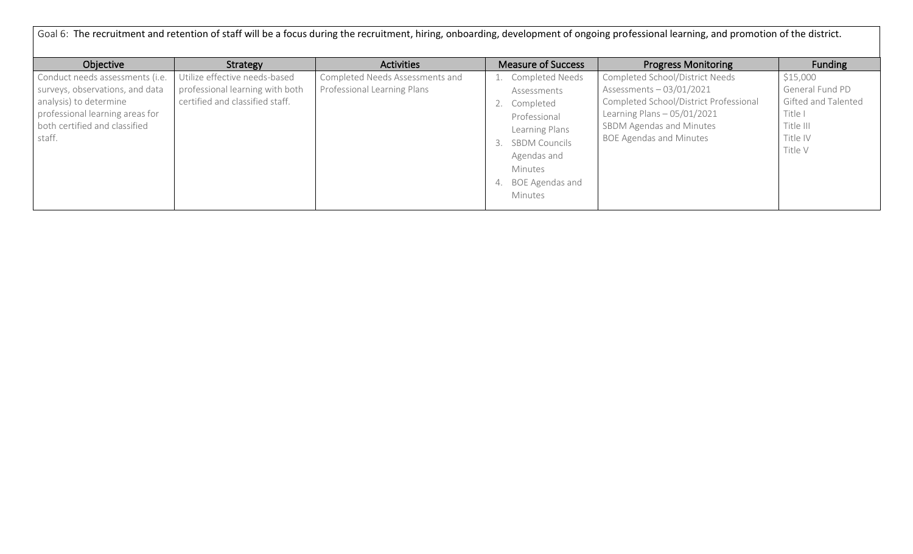Goal 6: **The recruitment and retention of staff will be a focus during the recruitment, hiring, onboarding, development of ongoing professional learning, and promotion of the district.**

| Objective | Strategy | Activities | Measure of Success | Progress Monitoring | Funding |
|---|---|---|---|---|---|
| Conduct needs assessments (i.e. surveys, observations, and data analysis) to determine professional learning areas for both certified and classified staff. | Utilize effective needs-based professional learning with both certified and classified staff. | Completed Needs Assessments and Professional Learning Plans | 1. Completed Needs Assessments<br>2. Completed Professional Learning Plans<br>3. SBDM Councils Agendas and Minutes<br>4. BOE Agendas and Minutes | Completed School/District Needs Assessments – 03/01/2021<br>Completed School/District Professional Learning Plans – 05/01/2021<br>SBDM Agendas and Minutes<br>BOE Agendas and Minutes | $15,000<br>General Fund PD<br>Gifted and Talented<br>Title I<br>Title III<br>Title IV<br>Title V |